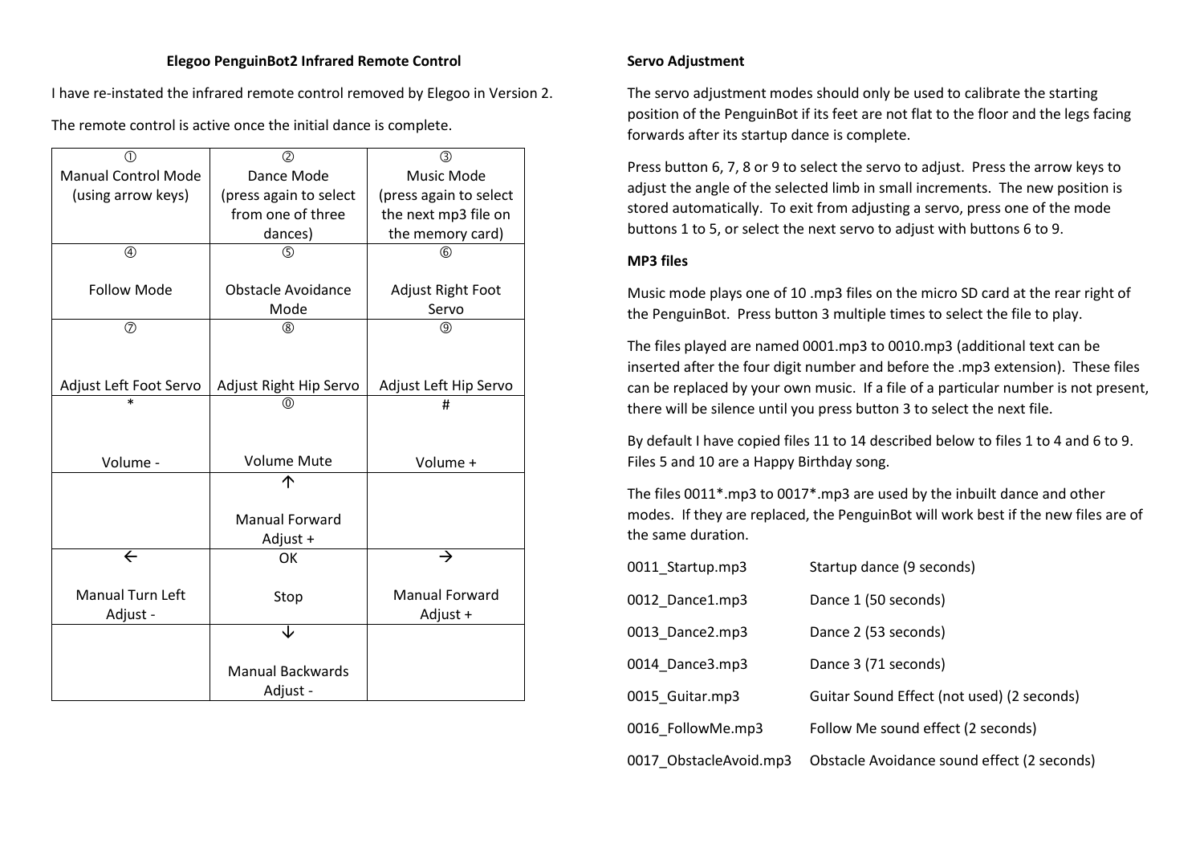**Elegoo PenguinBot2 Infrared Remote Control**

I have re-instated the infrared remote control removed by Elegoo in Version 2.

The remote control is active once the initial dance is complete.

| ①<br>Manual Control Mode (using arrow keys) | ②<br>Dance Mode (press again to select from one of three dances) | ③<br>Music Mode (press again to select the next mp3 file on the memory card) |
|---|---|---|
| ④<br>Follow Mode | ⑤<br>Obstacle Avoidance Mode | ⑥<br>Adjust Right Foot Servo |
| ⑦<br>Adjust Left Foot Servo | ⑧<br>Adjust Right Hip Servo | ⑨<br>Adjust Left Hip Servo |
| *<br>Volume - | ⓪<br>Volume Mute | #<br>Volume + |
| | ↑<br>Manual Forward Adjust + | |
| ←<br>Manual Turn Left Adjust - | OK<br>Stop | →<br>Manual Forward Adjust + |
| | ↓<br>Manual Backwards Adjust - | |

**Servo Adjustment**

The servo adjustment modes should only be used to calibrate the starting position of the PenguinBot if its feet are not flat to the floor and the legs facing forwards after its startup dance is complete.

Press button 6, 7, 8 or 9 to select the servo to adjust. Press the arrow keys to adjust the angle of the selected limb in small increments. The new position is stored automatically. To exit from adjusting a servo, press one of the mode buttons 1 to 5, or select the next servo to adjust with buttons 6 to 9.

**MP3 files**

Music mode plays one of 10 .mp3 files on the micro SD card at the rear right of the PenguinBot. Press button 3 multiple times to select the file to play.

The files played are named 0001.mp3 to 0010.mp3 (additional text can be inserted after the four digit number and before the .mp3 extension). These files can be replaced by your own music. If a file of a particular number is not present, there will be silence until you press button 3 to select the next file.

By default I have copied files 11 to 14 described below to files 1 to 4 and 6 to 9. Files 5 and 10 are a Happy Birthday song.

The files 0011*.mp3 to 0017*.mp3 are used by the inbuilt dance and other modes. If they are replaced, the PenguinBot will work best if the new files are of the same duration.

| | |
|---|---|
| 0011_Startup.mp3 | Startup dance (9 seconds) |
| 0012_Dance1.mp3 | Dance 1 (50 seconds) |
| 0013_Dance2.mp3 | Dance 2 (53 seconds) |
| 0014_Dance3.mp3 | Dance 3 (71 seconds) |
| 0015_Guitar.mp3 | Guitar Sound Effect (not used) (2 seconds) |
| 0016_FollowMe.mp3 | Follow Me sound effect (2 seconds) |
| 0017_ObstacleAvoid.mp3 | Obstacle Avoidance sound effect (2 seconds) |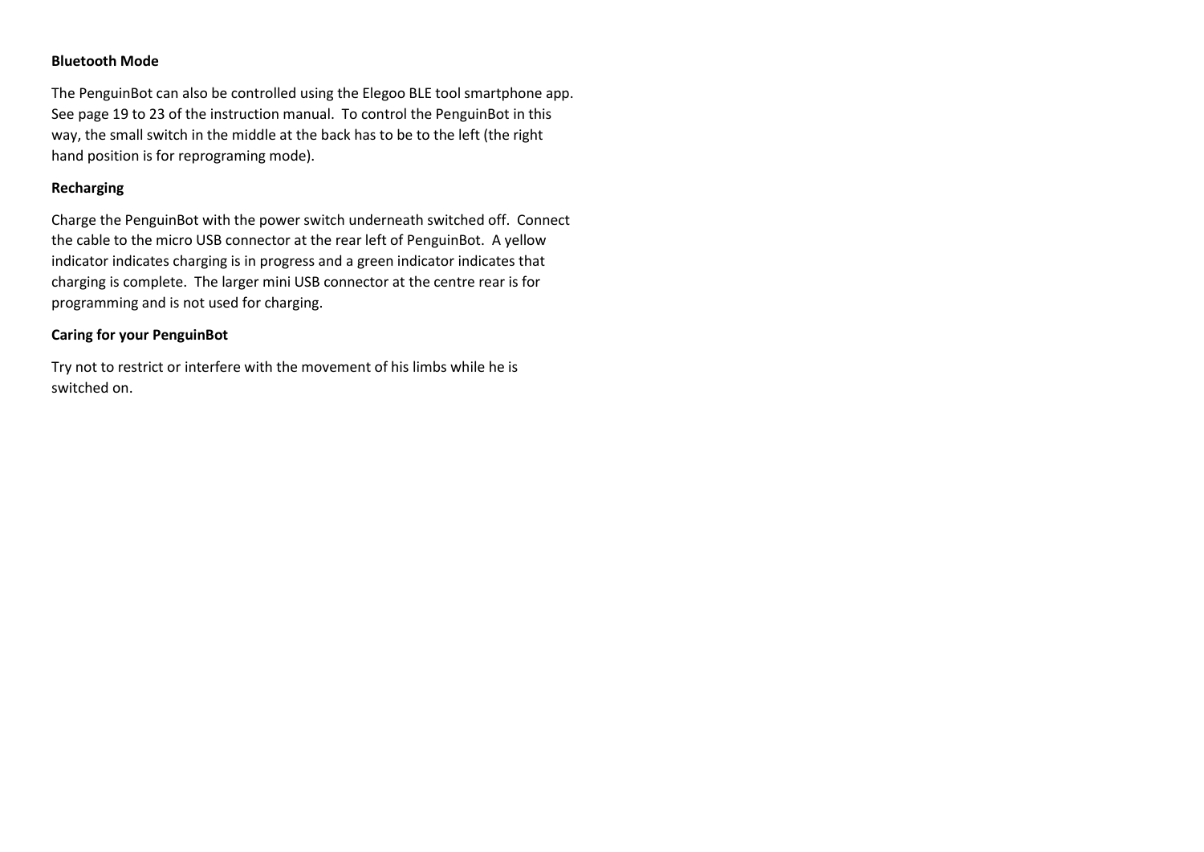**Bluetooth Mode**

The PenguinBot can also be controlled using the Elegoo BLE tool smartphone app. See page 19 to 23 of the instruction manual. To control the PenguinBot in this way, the small switch in the middle at the back has to be to the left (the right hand position is for reprograming mode).

**Recharging**

Charge the PenguinBot with the power switch underneath switched off. Connect the cable to the micro USB connector at the rear left of PenguinBot. A yellow indicator indicates charging is in progress and a green indicator indicates that charging is complete. The larger mini USB connector at the centre rear is for programming and is not used for charging.

**Caring for your PenguinBot**

Try not to restrict or interfere with the movement of his limbs while he is switched on.